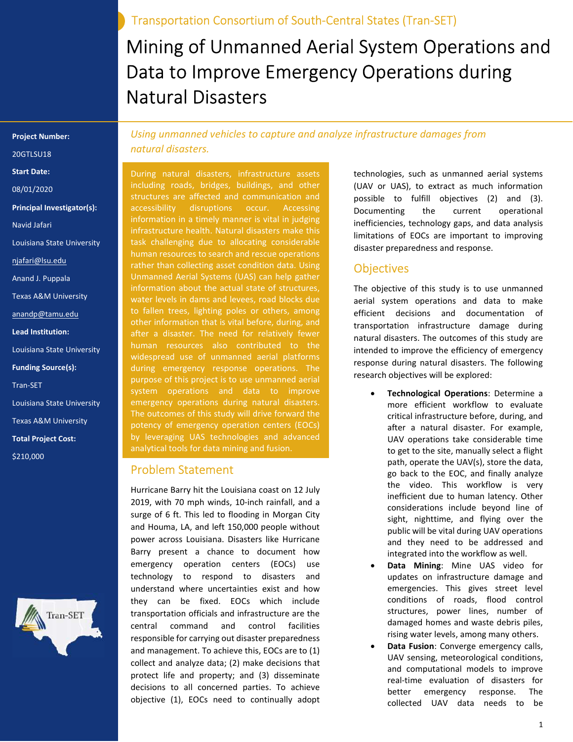Transportation Consortium of South-Central States (Tran-SET)

# Mining of Unmanned Aerial System Operations and Data to Improve Emergency Operations during Natural Disasters

**Project Number:**

20GTLSU18

**Start Date:**

08/01/2020

**Principal Investigator(s):**

Navid Jafari

Louisiana State University

njafari@lsu.edu

Anand J. Puppala

Texas A&M University

anandp@tamu.edu

**Lead Institution:**

Louisiana State University

**Funding Source(s):**

Tran-SET

Louisiana State University

Texas A&M University

**Total Project Cost:**

$210,000

*Using unmanned vehicles to capture and analyze infrastructure damages from natural disasters.*

During natural disasters, infrastructure assets including roads, bridges, buildings, and other structures are affected and communication and accessibility disruptions occur. Accessing information in a timely manner is vital in judging infrastructure health. Natural disasters make this task challenging due to allocating considerable human resources to search and rescue operations rather than collecting asset condition data. Using Unmanned Aerial Systems (UAS) can help gather information about the actual state of structures, water levels in dams and levees, road blocks due to fallen trees, lighting poles or others, among other information that is vital before, during, and after a disaster. The need for relatively fewer human resources also contributed to the widespread use of unmanned aerial platforms during emergency response operations. The purpose of this project is to use unmanned aerial system operations and data to improve emergency operations during natural disasters. The outcomes of this study will drive forward the potency of emergency operation centers (EOCs) by leveraging UAS technologies and advanced analytical tools for data mining and fusion.

## Problem Statement

Hurricane Barry hit the Louisiana coast on 12 July 2019, with 70 mph winds, 10-inch rainfall, and a surge of 6 ft. This led to flooding in Morgan City and Houma, LA, and left 150,000 people without power across Louisiana. Disasters like Hurricane Barry present a chance to document how emergency operation centers (EOCs) use technology to respond to disasters and understand where uncertainties exist and how they can be fixed. EOCs which include transportation officials and infrastructure are the central command and control facilities responsible for carrying out disaster preparedness and management. To achieve this, EOCs are to (1) collect and analyze data; (2) make decisions that protect life and property; and (3) disseminate decisions to all concerned parties. To achieve objective (1), EOCs need to continually adopt technologies, such as unmanned aerial systems (UAV or UAS), to extract as much information possible to fulfill objectives (2) and (3). Documenting the current operational inefficiencies, technology gaps, and data analysis limitations of EOCs are important to improving disaster preparedness and response.

## Objectives

The objective of this study is to use unmanned aerial system operations and data to make efficient decisions and documentation of transportation infrastructure damage during natural disasters. The outcomes of this study are intended to improve the efficiency of emergency response during natural disasters. The following research objectives will be explored:

- **Technological Operations**: Determine a more efficient workflow to evaluate critical infrastructure before, during, and after a natural disaster. For example, UAV operations take considerable time to get to the site, manually select a flight path, operate the UAV(s), store the data, go back to the EOC, and finally analyze the video. This workflow is very inefficient due to human latency. Other considerations include beyond line of sight, nighttime, and flying over the public will be vital during UAV operations and they need to be addressed and integrated into the workflow as well.
- **Data Mining**: Mine UAS video for updates on infrastructure damage and emergencies. This gives street level conditions of roads, flood control structures, power lines, number of damaged homes and waste debris piles, rising water levels, among many others.
- **Data Fusion**: Converge emergency calls, UAV sensing, meteorological conditions, and computational models to improve real-time evaluation of disasters for better emergency response. The collected UAV data needs to be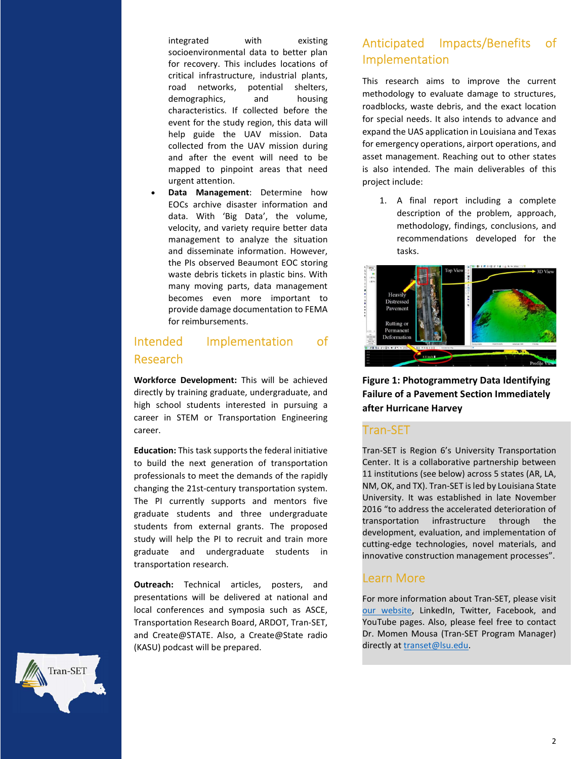integrated with existing socioenvironmental data to better plan for recovery. This includes locations of critical infrastructure, industrial plants, road networks, potential shelters, demographics, and housing characteristics. If collected before the event for the study region, this data will help guide the UAV mission. Data collected from the UAV mission during and after the event will need to be mapped to pinpoint areas that need urgent attention.

- **Data Management**: Determine how EOCs archive disaster information and data. With 'Big Data', the volume, velocity, and variety require better data management to analyze the situation and disseminate information. However, the PIs observed Beaumont EOC storing waste debris tickets in plastic bins. With many moving parts, data management becomes even more important to provide damage documentation to FEMA for reimbursements.

## Intended Implementation of Research

**Workforce Development:** This will be achieved directly by training graduate, undergraduate, and high school students interested in pursuing a career in STEM or Transportation Engineering career.

**Education:** This task supports the federal initiative to build the next generation of transportation professionals to meet the demands of the rapidly changing the 21st-century transportation system. The PI currently supports and mentors five graduate students and three undergraduate students from external grants. The proposed study will help the PI to recruit and train more graduate and undergraduate students in transportation research.

**Outreach:** Technical articles, posters, and presentations will be delivered at national and local conferences and symposia such as ASCE, Transportation Research Board, ARDOT, Tran-SET, and Create@STATE. Also, a Create@State radio (KASU) podcast will be prepared.

## Anticipated Impacts/Benefits of Implementation

This research aims to improve the current methodology to evaluate damage to structures, roadblocks, waste debris, and the exact location for special needs. It also intends to advance and expand the UAS application in Louisiana and Texas for emergency operations, airport operations, and asset management. Reaching out to other states is also intended. The main deliverables of this project include:

1. A final report including a complete description of the problem, approach, methodology, findings, conclusions, and recommendations developed for the tasks.

Heavily Distressed Pavement

Rutting or Permanent Deformation

Top View

3D View

Profile View

**Figure 1: Photogrammetry Data Identifying Failure of a Pavement Section Immediately after Hurricane Harvey**

## Tran-SET

Tran-SET is Region 6's University Transportation Center. It is a collaborative partnership between 11 institutions (see below) across 5 states (AR, LA, NM, OK, and TX). Tran-SET is led by Louisiana State University. It was established in late November 2016 "to address the accelerated deterioration of transportation infrastructure through the development, evaluation, and implementation of cutting-edge technologies, novel materials, and innovative construction management processes".

## Learn More

For more information about Tran-SET, please visit our website, LinkedIn, Twitter, Facebook, and YouTube pages. Also, please feel free to contact Dr. Momen Mousa (Tran-SET Program Manager) directly at transet@lsu.edu.